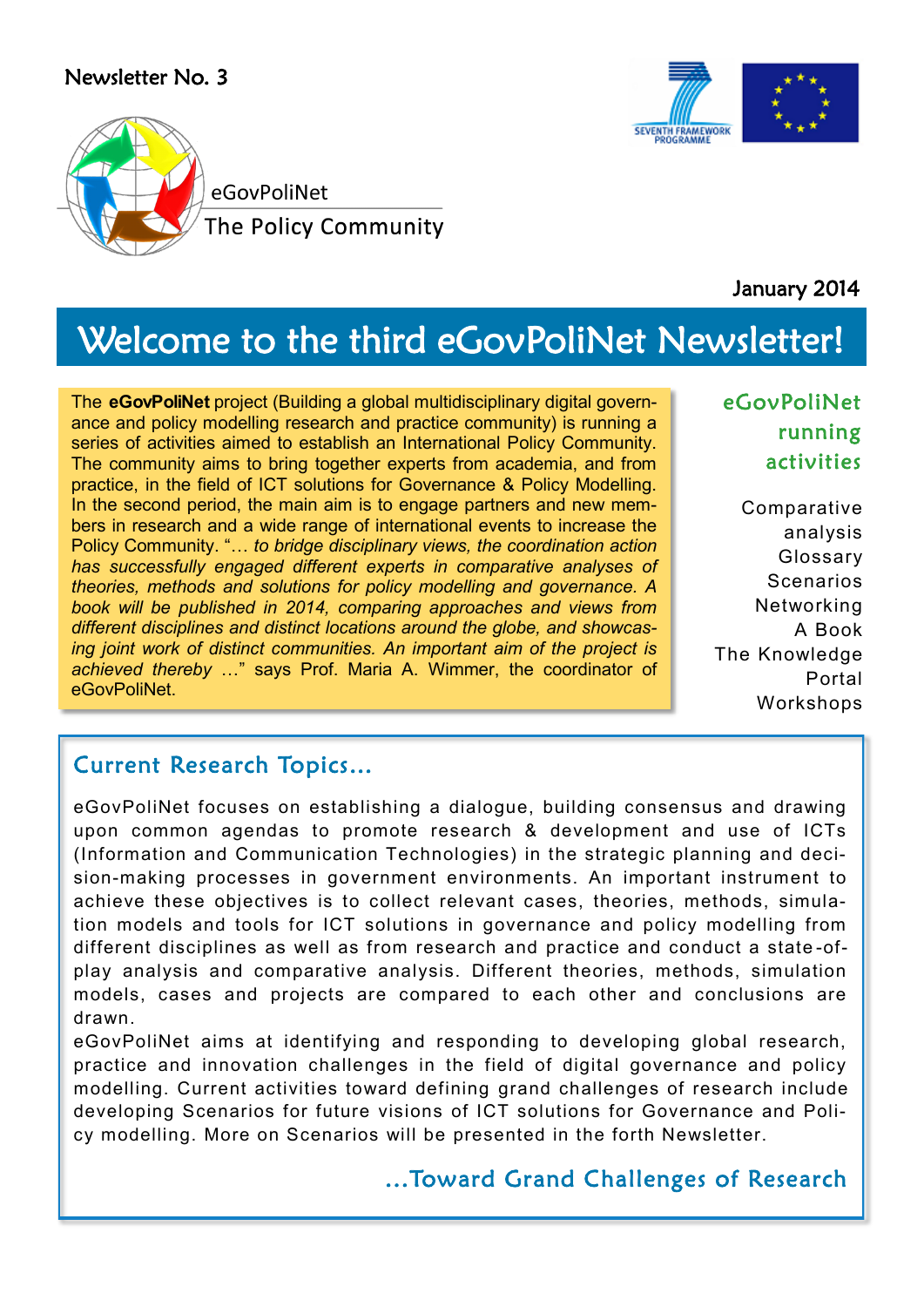Newsletter No. 3

eGovPoliNet
The Policy Community

January 2014

# Welcome to the third eGovPoliNet Newsletter!

The **eGovPoliNet** project (Building a global multidisciplinary digital governance and policy modelling research and practice community) is running a series of activities aimed to establish an International Policy Community. The community aims to bring together experts from academia, and from practice, in the field of ICT solutions for Governance & Policy Modelling. In the second period, the main aim is to engage partners and new members in research and a wide range of international events to increase the Policy Community. "*… to bridge disciplinary views, the coordination action has successfully engaged different experts in comparative analyses of theories, methods and solutions for policy modelling and governance. A book will be published in 2014, comparing approaches and views from different disciplines and distinct locations around the globe, and showcasing joint work of distinct communities. An important aim of the project is achieved thereby …*" says Prof. Maria A. Wimmer, the coordinator of eGovPoliNet.

## eGovPoliNet running activities

- Comparative analysis
- Glossary
- Scenarios
- Networking
- A Book
- The Knowledge Portal
- Workshops

## Current Research Topics…

eGovPoliNet focuses on establishing a dialogue, building consensus and drawing upon common agendas to promote research & development and use of ICTs (Information and Communication Technologies) in the strategic planning and decision-making processes in government environments. An important instrument to achieve these objectives is to collect relevant cases, theories, methods, simulation models and tools for ICT solutions in governance and policy modelling from different disciplines as well as from research and practice and conduct a state-of-play analysis and comparative analysis. Different theories, methods, simulation models, cases and projects are compared to each other and conclusions are drawn.

eGovPoliNet aims at identifying and responding to developing global research, practice and innovation challenges in the field of digital governance and policy modelling. Current activities toward defining grand challenges of research include developing Scenarios for future visions of ICT solutions for Governance and Policy modelling. More on Scenarios will be presented in the forth Newsletter.

## …Toward Grand Challenges of Research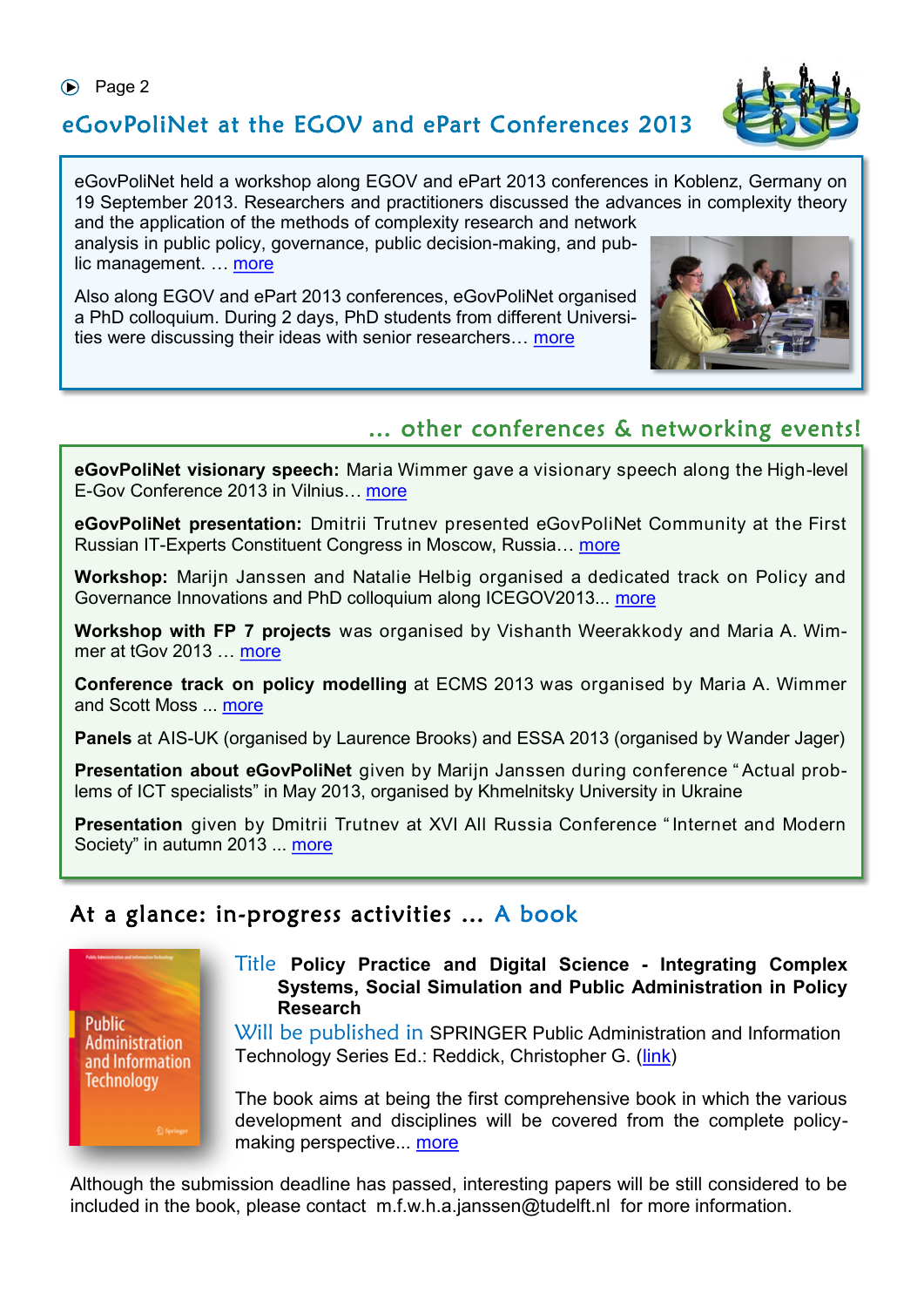## eGovPoliNet at the EGOV and ePart Conferences 2013

eGovPoliNet held a workshop along EGOV and ePart 2013 conferences in Koblenz, Germany on 19 September 2013. Researchers and practitioners discussed the advances in complexity theory and the application of the methods of complexity research and network analysis in public policy, governance, public decision-making, and public management. … more

Also along EGOV and ePart 2013 conferences, eGovPoliNet organised a PhD colloquium. During 2 days, PhD students from different Universities were discussing their ideas with senior researchers… more

## … other conferences & networking events!

**eGovPoliNet visionary speech:** Maria Wimmer gave a visionary speech along the High-level E-Gov Conference 2013 in Vilnius… more

**eGovPoliNet presentation:** Dmitrii Trutnev presented eGovPoliNet Community at the First Russian IT-Experts Constituent Congress in Moscow, Russia… more

**Workshop:** Marijn Janssen and Natalie Helbig organised a dedicated track on Policy and Governance Innovations and PhD colloquium along ICEGOV2013... more

**Workshop with FP 7 projects** was organised by Vishanth Weerakkody and Maria A. Wimmer at tGov 2013 … more

**Conference track on policy modelling** at ECMS 2013 was organised by Maria A. Wimmer and Scott Moss ... more

**Panels** at AIS-UK (organised by Laurence Brooks) and ESSA 2013 (organised by Wander Jager)

**Presentation about eGovPoliNet** given by Marijn Janssen during conference "Actual problems of ICT specialists" in May 2013, organised by Khmelnitsky University in Ukraine

**Presentation** given by Dmitrii Trutnev at XVI All Russia Conference "Internet and Modern Society" in autumn 2013 ... more

## At a glance: in-progress activities … A book

Title **Policy Practice and Digital Science - Integrating Complex Systems, Social Simulation and Public Administration in Policy Research**

Will be published in SPRINGER Public Administration and Information Technology Series Ed.: Reddick, Christopher G. (link)

The book aims at being the first comprehensive book in which the various development and disciplines will be covered from the complete policy-making perspective... more

Although the submission deadline has passed, interesting papers will be still considered to be included in the book, please contact m.f.w.h.a.janssen@tudelft.nl for more information.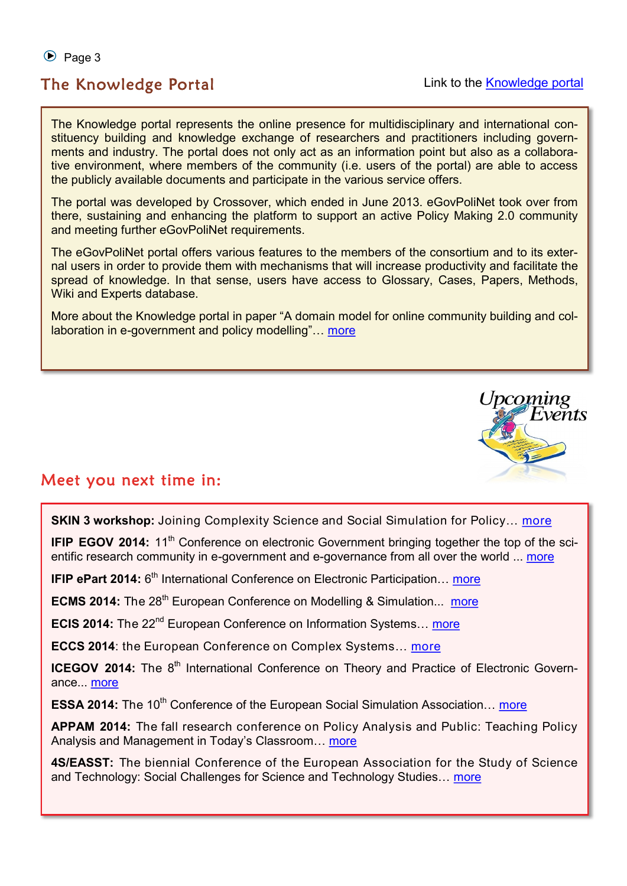## The Knowledge Portal

Link to the Knowledge portal

The Knowledge portal represents the online presence for multidisciplinary and international constituency building and knowledge exchange of researchers and practitioners including governments and industry. The portal does not only act as an information point but also as a collaborative environment, where members of the community (i.e. users of the portal) are able to access the publicly available documents and participate in the various service offers.

The portal was developed by Crossover, which ended in June 2013. eGovPoliNet took over from there, sustaining and enhancing the platform to support an active Policy Making 2.0 community and meeting further eGovPoliNet requirements.

The eGovPoliNet portal offers various features to the members of the consortium and to its external users in order to provide them with mechanisms that will increase productivity and facilitate the spread of knowledge. In that sense, users have access to Glossary, Cases, Papers, Methods, Wiki and Experts database.

More about the Knowledge portal in paper "A domain model for online community building and collaboration in e-government and policy modelling"… more

Upcoming Events

## Meet you next time in:

**SKIN 3 workshop:** Joining Complexity Science and Social Simulation for Policy… more

**IFIP EGOV 2014:** 11th Conference on electronic Government bringing together the top of the scientific research community in e-government and e-governance from all over the world ... more

**IFIP ePart 2014:** 6th International Conference on Electronic Participation… more

**ECMS 2014:** The 28th European Conference on Modelling & Simulation... more

**ECIS 2014:** The 22nd European Conference on Information Systems… more

**ECCS 2014**: the European Conference on Complex Systems… more

**ICEGOV 2014:** The 8th International Conference on Theory and Practice of Electronic Governance... more

**ESSA 2014:** The 10th Conference of the European Social Simulation Association… more

**APPAM 2014:** The fall research conference on Policy Analysis and Public: Teaching Policy Analysis and Management in Today's Classroom… more

**4S/EASST:** The biennial Conference of the European Association for the Study of Science and Technology: Social Challenges for Science and Technology Studies… more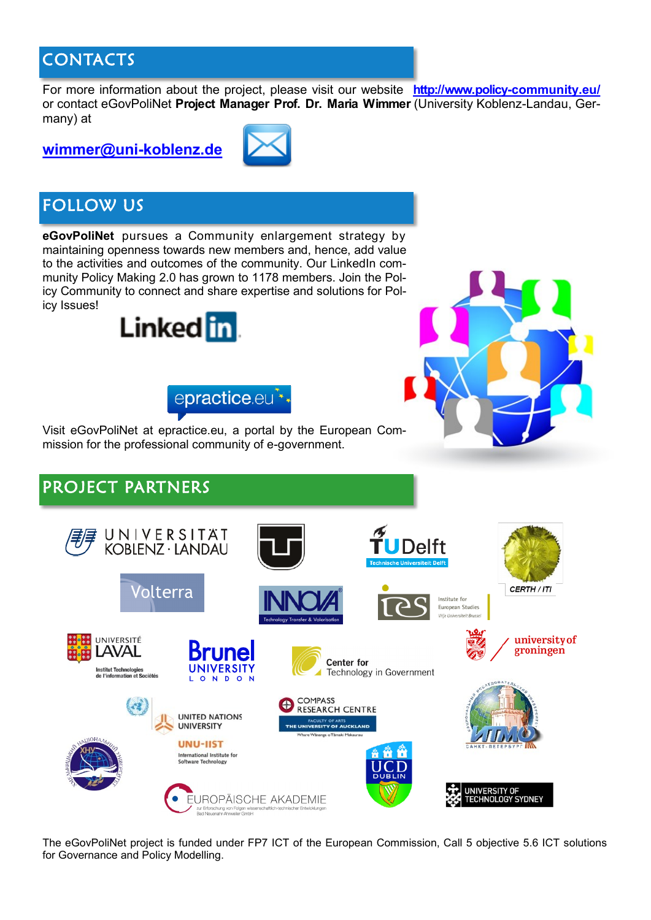## CONTACTS

For more information about the project, please visit our website http://www.policy-community.eu/ or contact eGovPoliNet **Project Manager Prof. Dr. Maria Wimmer** (University Koblenz-Landau, Germany) at

wimmer@uni-koblenz.de

## FOLLOW US

**eGovPoliNet** pursues a Community enlargement strategy by maintaining openness towards new members and, hence, add value to the activities and outcomes of the community. Our LinkedIn community Policy Making 2.0 has grown to 1178 members. Join the Policy Community to connect and share expertise and solutions for Policy Issues!

Visit eGovPoliNet at epractice.eu, a portal by the European Commission for the professional community of e-government.

## PROJECT PARTNERS

The eGovPoliNet project is funded under FP7 ICT of the European Commission, Call 5 objective 5.6 ICT solutions for Governance and Policy Modelling.